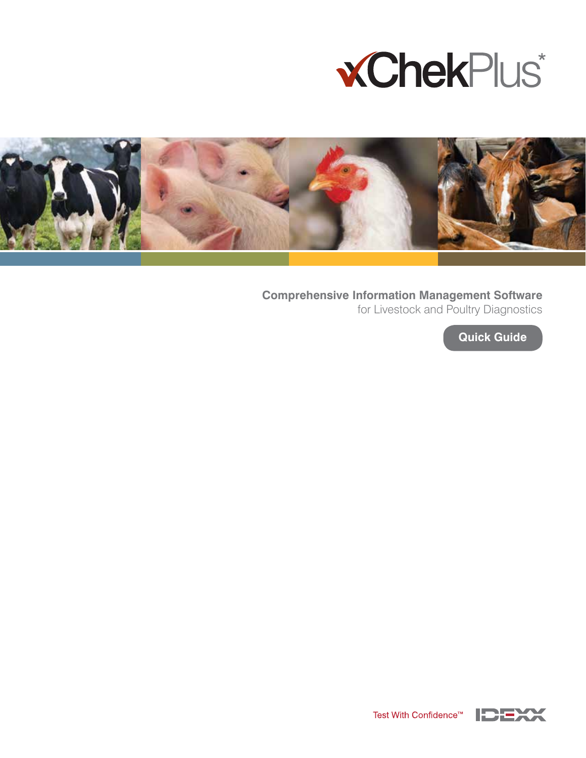# xChekPlus*

## Comprehensive Information Management Software

for Livestock and Poultry Diagnostics

**Quick Guide**

Test With Confidence™

IDEXX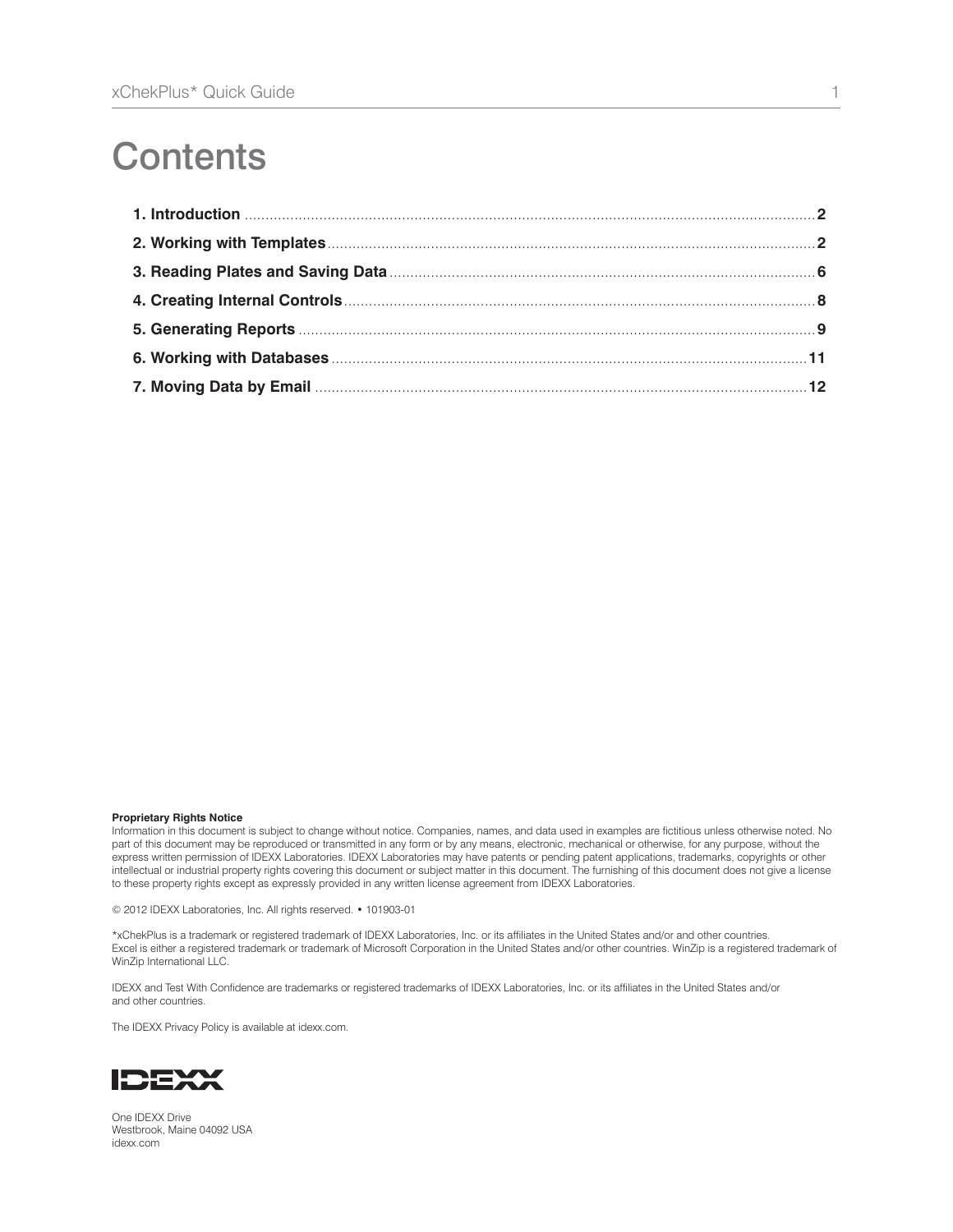# Contents

**1. Introduction** .......... **2**

**2. Working with Templates** .......... **2**

**3. Reading Plates and Saving Data** .......... **6**

**4. Creating Internal Controls** .......... **8**

**5. Generating Reports** .......... **9**

**6. Working with Databases** .......... **11**

**7. Moving Data by Email** .......... **12**

**Proprietary Rights Notice**

Information in this document is subject to change without notice. Companies, names, and data used in examples are fictitious unless otherwise noted. No part of this document may be reproduced or transmitted in any form or by any means, electronic, mechanical or otherwise, for any purpose, without the express written permission of IDEXX Laboratories. IDEXX Laboratories may have patents or pending patent applications, trademarks, copyrights or other intellectual or industrial property rights covering this document or subject matter in this document. The furnishing of this document does not give a license to these property rights except as expressly provided in any written license agreement from IDEXX Laboratories.

© 2012 IDEXX Laboratories, Inc. All rights reserved. • 101903-01

*xChekPlus is a trademark or registered trademark of IDEXX Laboratories, Inc. or its affiliates in the United States and/or and other countries. Excel is either a registered trademark or trademark of Microsoft Corporation in the United States and/or other countries. WinZip is a registered trademark of WinZip International LLC.

IDEXX and Test With Confidence are trademarks or registered trademarks of IDEXX Laboratories, Inc. or its affiliates in the United States and/or and other countries.

The IDEXX Privacy Policy is available at idexx.com.

IDEXX

One IDEXX Drive
Westbrook, Maine 04092 USA
idexx.com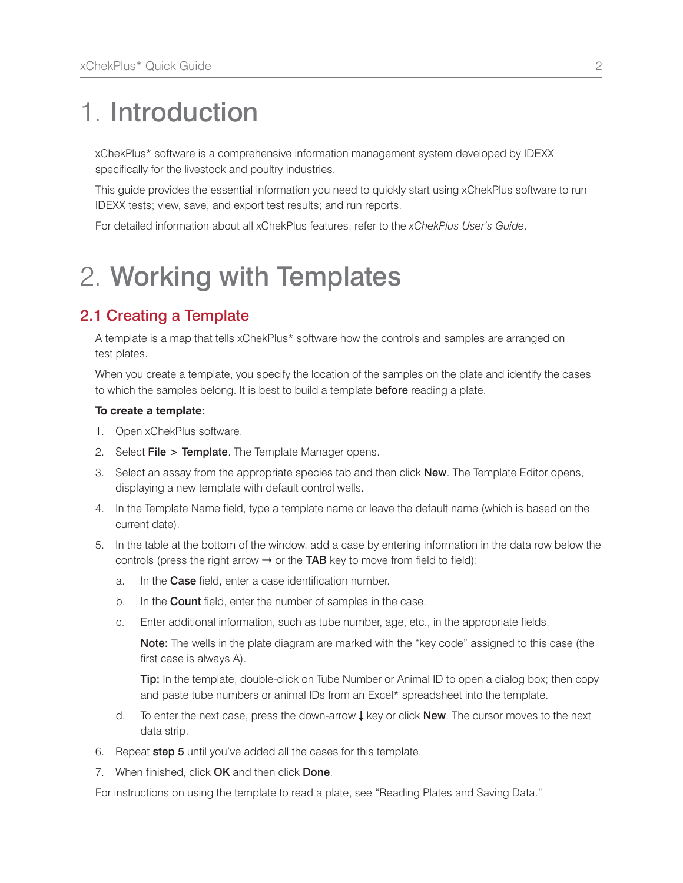# 1. Introduction

xChekPlus* software is a comprehensive information management system developed by IDEXX specifically for the livestock and poultry industries.

This guide provides the essential information you need to quickly start using xChekPlus software to run IDEXX tests; view, save, and export test results; and run reports.

For detailed information about all xChekPlus features, refer to the *xChekPlus User's Guide*.

# 2. Working with Templates

## 2.1 Creating a Template

A template is a map that tells xChekPlus* software how the controls and samples are arranged on test plates.

When you create a template, you specify the location of the samples on the plate and identify the cases to which the samples belong. It is best to build a template **before** reading a plate.

**To create a template:**

1. Open xChekPlus software.
2. Select **File** > **Template**. The Template Manager opens.
3. Select an assay from the appropriate species tab and then click **New**. The Template Editor opens, displaying a new template with default control wells.
4. In the Template Name field, type a template name or leave the default name (which is based on the current date).
5. In the table at the bottom of the window, add a case by entering information in the data row below the controls (press the right arrow → or the **TAB** key to move from field to field):
   a. In the **Case** field, enter a case identification number.
   b. In the **Count** field, enter the number of samples in the case.
   c. Enter additional information, such as tube number, age, etc., in the appropriate fields.

      **Note:** The wells in the plate diagram are marked with the "key code" assigned to this case (the first case is always A).

      **Tip:** In the template, double-click on Tube Number or Animal ID to open a dialog box; then copy and paste tube numbers or animal IDs from an Excel* spreadsheet into the template.
   d. To enter the next case, press the down-arrow ↓ key or click **New**. The cursor moves to the next data strip.
6. Repeat **step 5** until you've added all the cases for this template.
7. When finished, click **OK** and then click **Done**.

For instructions on using the template to read a plate, see "Reading Plates and Saving Data."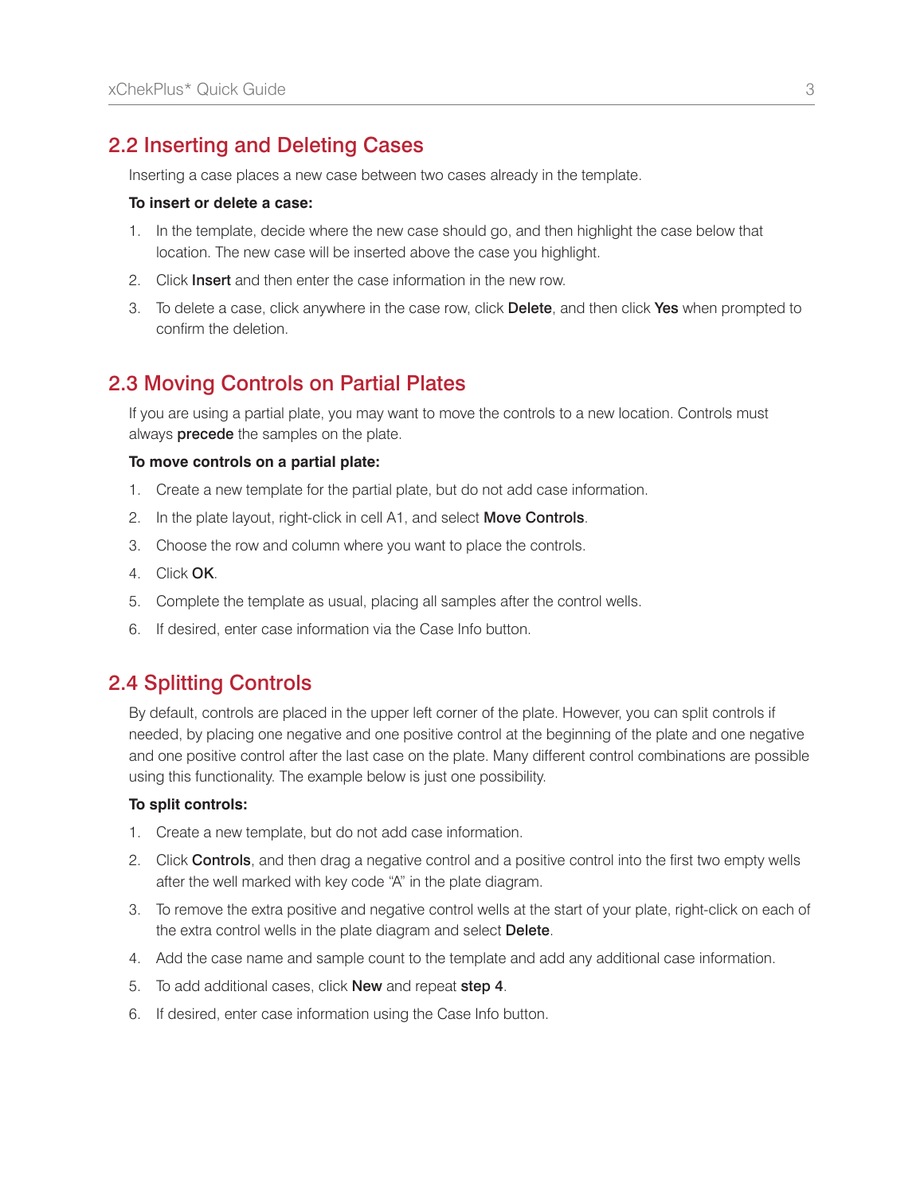## 2.2 Inserting and Deleting Cases

Inserting a case places a new case between two cases already in the template.

**To insert or delete a case:**

1. In the template, decide where the new case should go, and then highlight the case below that location. The new case will be inserted above the case you highlight.
2. Click **Insert** and then enter the case information in the new row.
3. To delete a case, click anywhere in the case row, click **Delete**, and then click **Yes** when prompted to confirm the deletion.

## 2.3 Moving Controls on Partial Plates

If you are using a partial plate, you may want to move the controls to a new location. Controls must always **precede** the samples on the plate.

**To move controls on a partial plate:**

1. Create a new template for the partial plate, but do not add case information.
2. In the plate layout, right-click in cell A1, and select **Move Controls**.
3. Choose the row and column where you want to place the controls.
4. Click **OK**.
5. Complete the template as usual, placing all samples after the control wells.
6. If desired, enter case information via the Case Info button.

## 2.4 Splitting Controls

By default, controls are placed in the upper left corner of the plate. However, you can split controls if needed, by placing one negative and one positive control at the beginning of the plate and one negative and one positive control after the last case on the plate. Many different control combinations are possible using this functionality. The example below is just one possibility.

**To split controls:**

1. Create a new template, but do not add case information.
2. Click **Controls**, and then drag a negative control and a positive control into the first two empty wells after the well marked with key code "A" in the plate diagram.
3. To remove the extra positive and negative control wells at the start of your plate, right-click on each of the extra control wells in the plate diagram and select **Delete**.
4. Add the case name and sample count to the template and add any additional case information.
5. To add additional cases, click **New** and repeat **step 4**.
6. If desired, enter case information using the Case Info button.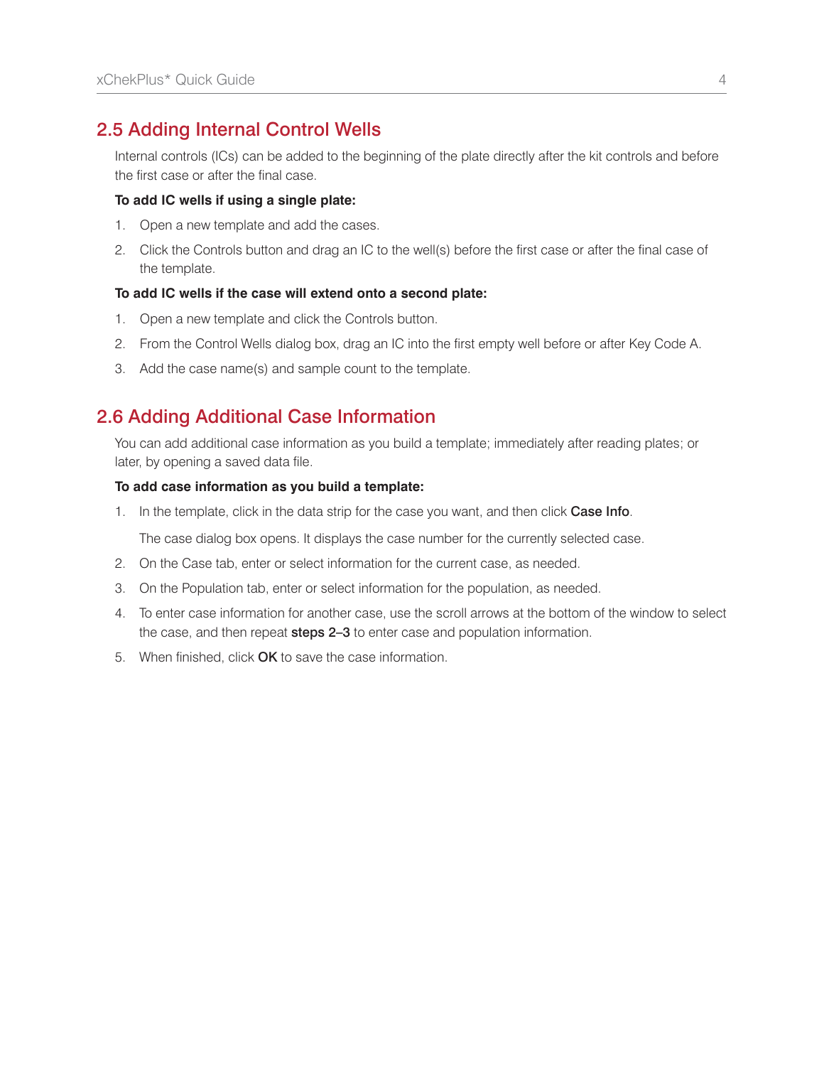## 2.5 Adding Internal Control Wells

Internal controls (ICs) can be added to the beginning of the plate directly after the kit controls and before the first case or after the final case.

**To add IC wells if using a single plate:**

1. Open a new template and add the cases.
2. Click the Controls button and drag an IC to the well(s) before the first case or after the final case of the template.

**To add IC wells if the case will extend onto a second plate:**

1. Open a new template and click the Controls button.
2. From the Control Wells dialog box, drag an IC into the first empty well before or after Key Code A.
3. Add the case name(s) and sample count to the template.

## 2.6 Adding Additional Case Information

You can add additional case information as you build a template; immediately after reading plates; or later, by opening a saved data file.

**To add case information as you build a template:**

1. In the template, click in the data strip for the case you want, and then click **Case Info**.

   The case dialog box opens. It displays the case number for the currently selected case.

2. On the Case tab, enter or select information for the current case, as needed.
3. On the Population tab, enter or select information for the population, as needed.
4. To enter case information for another case, use the scroll arrows at the bottom of the window to select the case, and then repeat **steps 2–3** to enter case and population information.
5. When finished, click **OK** to save the case information.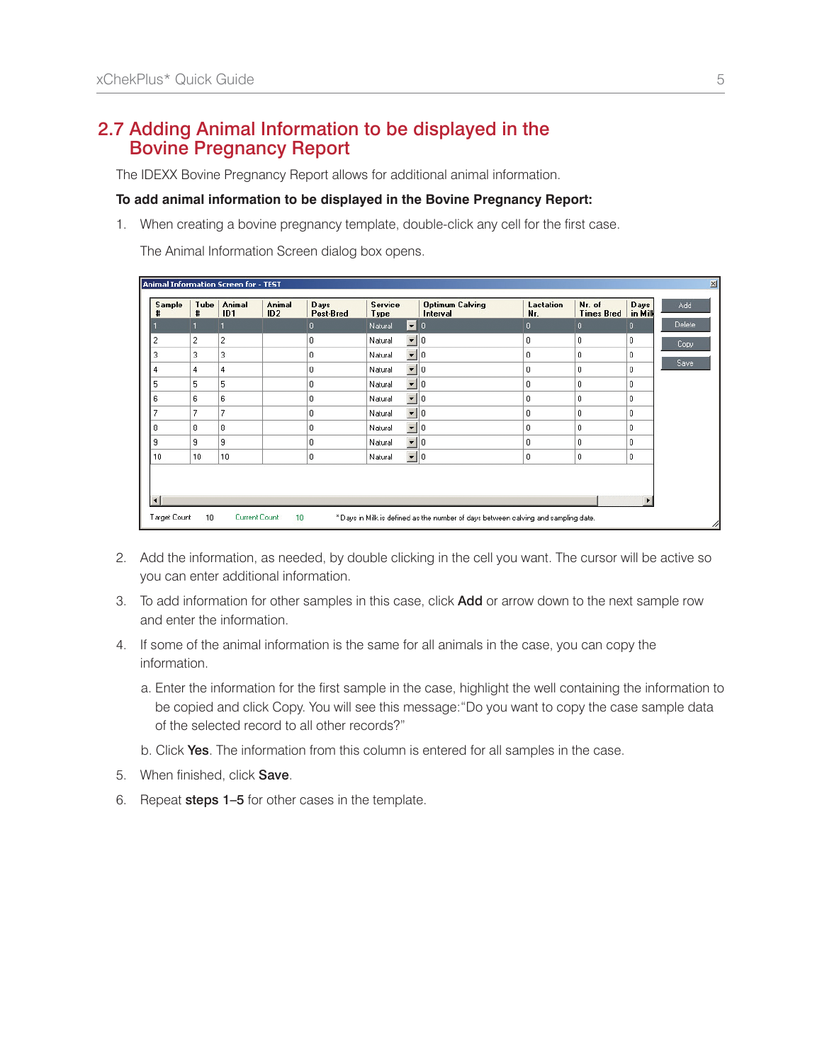## 2.7 Adding Animal Information to be displayed in the Bovine Pregnancy Report

The IDEXX Bovine Pregnancy Report allows for additional animal information.

**To add animal information to be displayed in the Bovine Pregnancy Report:**

1. When creating a bovine pregnancy template, double-click any cell for the first case.

   The Animal Information Screen dialog box opens.

   Animal Information Screen for - TEST

   | Sample # | Tube # | Animal ID1 | Animal ID2 | Days Post-Bred | Service Type | Optimum Calving Interval | Lactation Nr. | Nr. of Times Bred | Days in Milk |
   |---|---|---|---|---|---|---|---|---|---|
   | 1 | 1 | 1 | | 0 | Natural | 0 | 0 | 0 | 0 |
   | 2 | 2 | 2 | | 0 | Natural | 0 | 0 | 0 | 0 |
   | 3 | 3 | 3 | | 0 | Natural | 0 | 0 | 0 | 0 |
   | 4 | 4 | 4 | | 0 | Natural | 0 | 0 | 0 | 0 |
   | 5 | 5 | 5 | | 0 | Natural | 0 | 0 | 0 | 0 |
   | 6 | 6 | 6 | | 0 | Natural | 0 | 0 | 0 | 0 |
   | 7 | 7 | 7 | | 0 | Natural | 0 | 0 | 0 | 0 |
   | 8 | 8 | 8 | | 0 | Natural | 0 | 0 | 0 | 0 |
   | 9 | 9 | 9 | | 0 | Natural | 0 | 0 | 0 | 0 |
   | 10 | 10 | 10 | | 0 | Natural | 0 | 0 | 0 | 0 |

   Add | Delete | Copy | Save

   Target Count 10 Current Count 10 *Days in Milk is defined as the number of days between calving and sampling date.

2. Add the information, as needed, by double clicking in the cell you want. The cursor will be active so you can enter additional information.
3. To add information for other samples in this case, click **Add** or arrow down to the next sample row and enter the information.
4. If some of the animal information is the same for all animals in the case, you can copy the information.

   a. Enter the information for the first sample in the case, highlight the well containing the information to be copied and click Copy. You will see this message: "Do you want to copy the case sample data of the selected record to all other records?"

   b. Click **Yes**. The information from this column is entered for all samples in the case.
5. When finished, click **Save**.
6. Repeat **steps 1–5** for other cases in the template.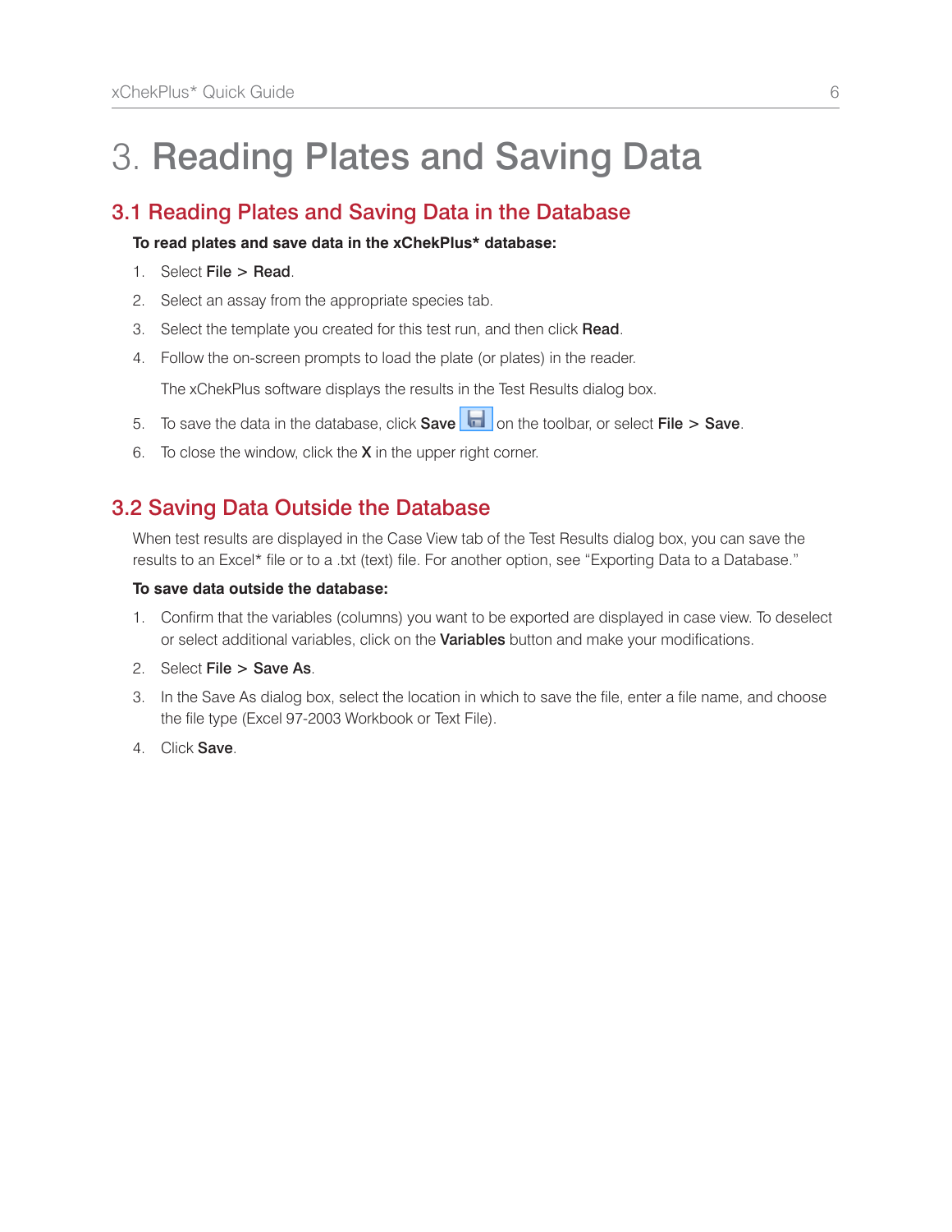# 3. Reading Plates and Saving Data

## 3.1 Reading Plates and Saving Data in the Database

**To read plates and save data in the xChekPlus* database:**

1. Select **File** > **Read**.
2. Select an assay from the appropriate species tab.
3. Select the template you created for this test run, and then click **Read**.
4. Follow the on-screen prompts to load the plate (or plates) in the reader.

   The xChekPlus software displays the results in the Test Results dialog box.

5. To save the data in the database, click **Save** on the toolbar, or select **File** > **Save**.
6. To close the window, click the **X** in the upper right corner.

## 3.2 Saving Data Outside the Database

When test results are displayed in the Case View tab of the Test Results dialog box, you can save the results to an Excel* file or to a .txt (text) file. For another option, see "Exporting Data to a Database."

**To save data outside the database:**

1. Confirm that the variables (columns) you want to be exported are displayed in case view. To deselect or select additional variables, click on the **Variables** button and make your modifications.
2. Select **File** > **Save As**.
3. In the Save As dialog box, select the location in which to save the file, enter a file name, and choose the file type (Excel 97-2003 Workbook or Text File).
4. Click **Save**.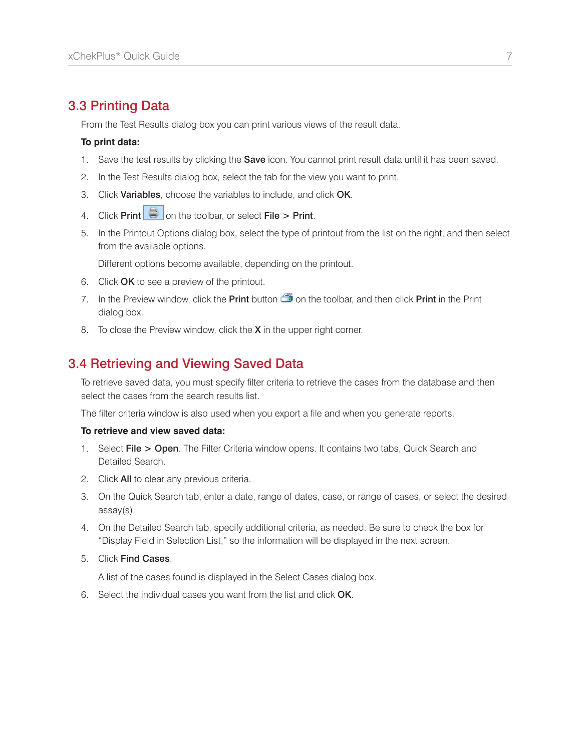## 3.3 Printing Data

From the Test Results dialog box you can print various views of the result data.

**To print data:**

1. Save the test results by clicking the **Save** icon. You cannot print result data until it has been saved.
2. In the Test Results dialog box, select the tab for the view you want to print.
3. Click **Variables**, choose the variables to include, and click **OK**.
4. Click **Print** on the toolbar, or select **File** > **Print**.
5. In the Printout Options dialog box, select the type of printout from the list on the right, and then select from the available options.

   Different options become available, depending on the printout.
6. Click **OK** to see a preview of the printout.
7. In the Preview window, click the **Print** button on the toolbar, and then click **Print** in the Print dialog box.
8. To close the Preview window, click the **X** in the upper right corner.

## 3.4 Retrieving and Viewing Saved Data

To retrieve saved data, you must specify filter criteria to retrieve the cases from the database and then select the cases from the search results list.

The filter criteria window is also used when you export a file and when you generate reports.

**To retrieve and view saved data:**

1. Select **File** > **Open**. The Filter Criteria window opens. It contains two tabs, Quick Search and Detailed Search.
2. Click **All** to clear any previous criteria.
3. On the Quick Search tab, enter a date, range of dates, case, or range of cases, or select the desired assay(s).
4. On the Detailed Search tab, specify additional criteria, as needed. Be sure to check the box for "Display Field in Selection List," so the information will be displayed in the next screen.
5. Click **Find Cases**.

   A list of the cases found is displayed in the Select Cases dialog box.
6. Select the individual cases you want from the list and click **OK**.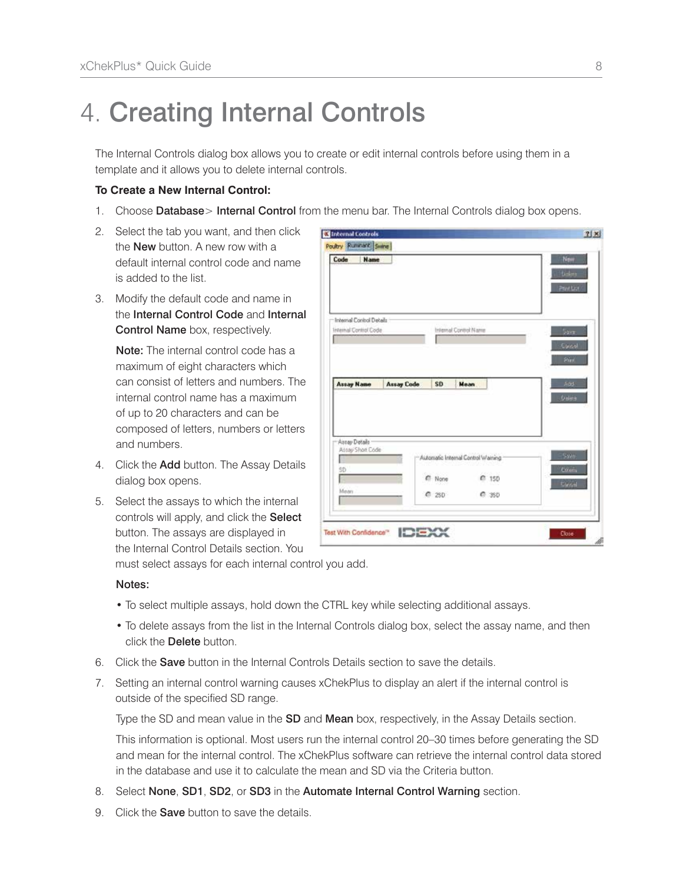# 4. Creating Internal Controls

The Internal Controls dialog box allows you to create or edit internal controls before using them in a template and it allows you to delete internal controls.

**To Create a New Internal Control:**

1. Choose **Database**> **Internal Control** from the menu bar. The Internal Controls dialog box opens.
2. Select the tab you want, and then click the **New** button. A new row with a default internal control code and name is added to the list.
3. Modify the default code and name in the **Internal Control Code** and **Internal Control Name** box, respectively.

   **Note:** The internal control code has a maximum of eight characters which can consist of letters and numbers. The internal control name has a maximum of up to 20 characters and can be composed of letters, numbers or letters and numbers.
4. Click the **Add** button. The Assay Details dialog box opens.
5. Select the assays to which the internal controls will apply, and click the **Select** button. The assays are displayed in the Internal Control Details section. You must select assays for each internal control you add.

   **Notes:**

   - To select multiple assays, hold down the CTRL key while selecting additional assays.
   - To delete assays from the list in the Internal Controls dialog box, select the assay name, and then click the **Delete** button.
6. Click the **Save** button in the Internal Controls Details section to save the details.
7. Setting an internal control warning causes xChekPlus to display an alert if the internal control is outside of the specified SD range.

   Type the SD and mean value in the **SD** and **Mean** box, respectively, in the Assay Details section.

   This information is optional. Most users run the internal control 20–30 times before generating the SD and mean for the internal control. The xChekPlus software can retrieve the internal control data stored in the database and use it to calculate the mean and SD via the Criteria button.
8. Select **None**, **SD1**, **SD2**, or **SD3** in the **Automate Internal Control Warning** section.
9. Click the **Save** button to save the details.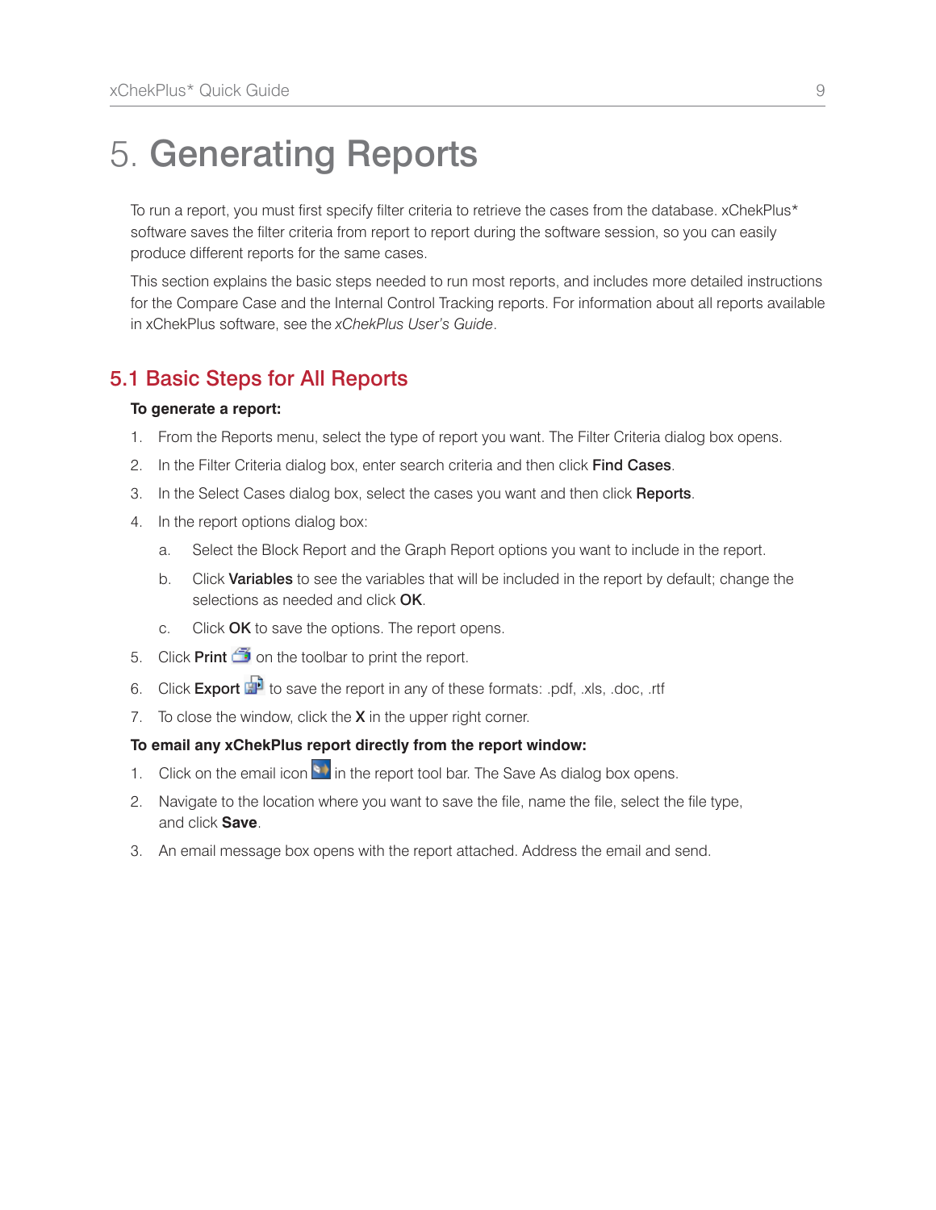# 5. Generating Reports

To run a report, you must first specify filter criteria to retrieve the cases from the database. xChekPlus* software saves the filter criteria from report to report during the software session, so you can easily produce different reports for the same cases.

This section explains the basic steps needed to run most reports, and includes more detailed instructions for the Compare Case and the Internal Control Tracking reports. For information about all reports available in xChekPlus software, see the *xChekPlus User's Guide*.

## 5.1 Basic Steps for All Reports

**To generate a report:**

1. From the Reports menu, select the type of report you want. The Filter Criteria dialog box opens.
2. In the Filter Criteria dialog box, enter search criteria and then click **Find Cases**.
3. In the Select Cases dialog box, select the cases you want and then click **Reports**.
4. In the report options dialog box:
   a. Select the Block Report and the Graph Report options you want to include in the report.
   b. Click **Variables** to see the variables that will be included in the report by default; change the selections as needed and click **OK**.
   c. Click **OK** to save the options. The report opens.
5. Click **Print** on the toolbar to print the report.
6. Click **Export** to save the report in any of these formats: .pdf, .xls, .doc, .rtf
7. To close the window, click the **X** in the upper right corner.

**To email any xChekPlus report directly from the report window:**

1. Click on the email icon in the report tool bar. The Save As dialog box opens.
2. Navigate to the location where you want to save the file, name the file, select the file type, and click **Save**.
3. An email message box opens with the report attached. Address the email and send.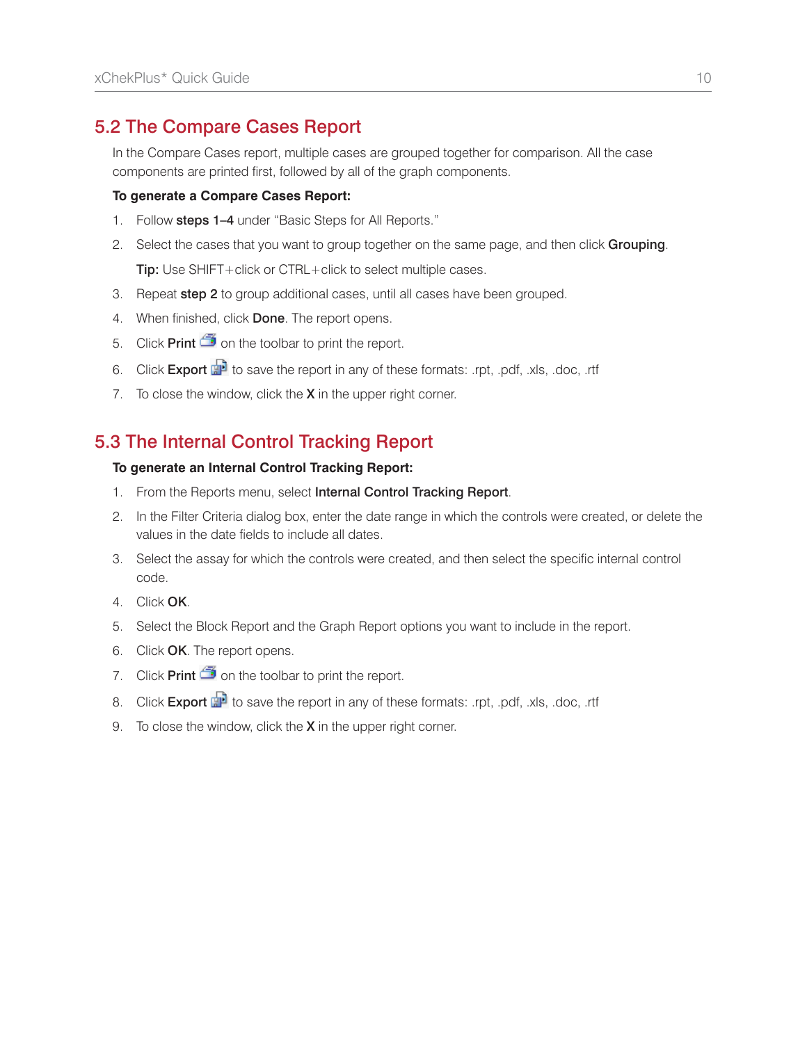## 5.2 The Compare Cases Report

In the Compare Cases report, multiple cases are grouped together for comparison. All the case components are printed first, followed by all of the graph components.

**To generate a Compare Cases Report:**

1. Follow **steps 1–4** under "Basic Steps for All Reports."
2. Select the cases that you want to group together on the same page, and then click **Grouping**.

   **Tip:** Use SHIFT+click or CTRL+click to select multiple cases.
3. Repeat **step 2** to group additional cases, until all cases have been grouped.
4. When finished, click **Done**. The report opens.
5. Click **Print** on the toolbar to print the report.
6. Click **Export** to save the report in any of these formats: .rpt, .pdf, .xls, .doc, .rtf
7. To close the window, click the **X** in the upper right corner.

## 5.3 The Internal Control Tracking Report

**To generate an Internal Control Tracking Report:**

1. From the Reports menu, select **Internal Control Tracking Report**.
2. In the Filter Criteria dialog box, enter the date range in which the controls were created, or delete the values in the date fields to include all dates.
3. Select the assay for which the controls were created, and then select the specific internal control code.
4. Click **OK**.
5. Select the Block Report and the Graph Report options you want to include in the report.
6. Click **OK**. The report opens.
7. Click **Print** on the toolbar to print the report.
8. Click **Export** to save the report in any of these formats: .rpt, .pdf, .xls, .doc, .rtf
9. To close the window, click the **X** in the upper right corner.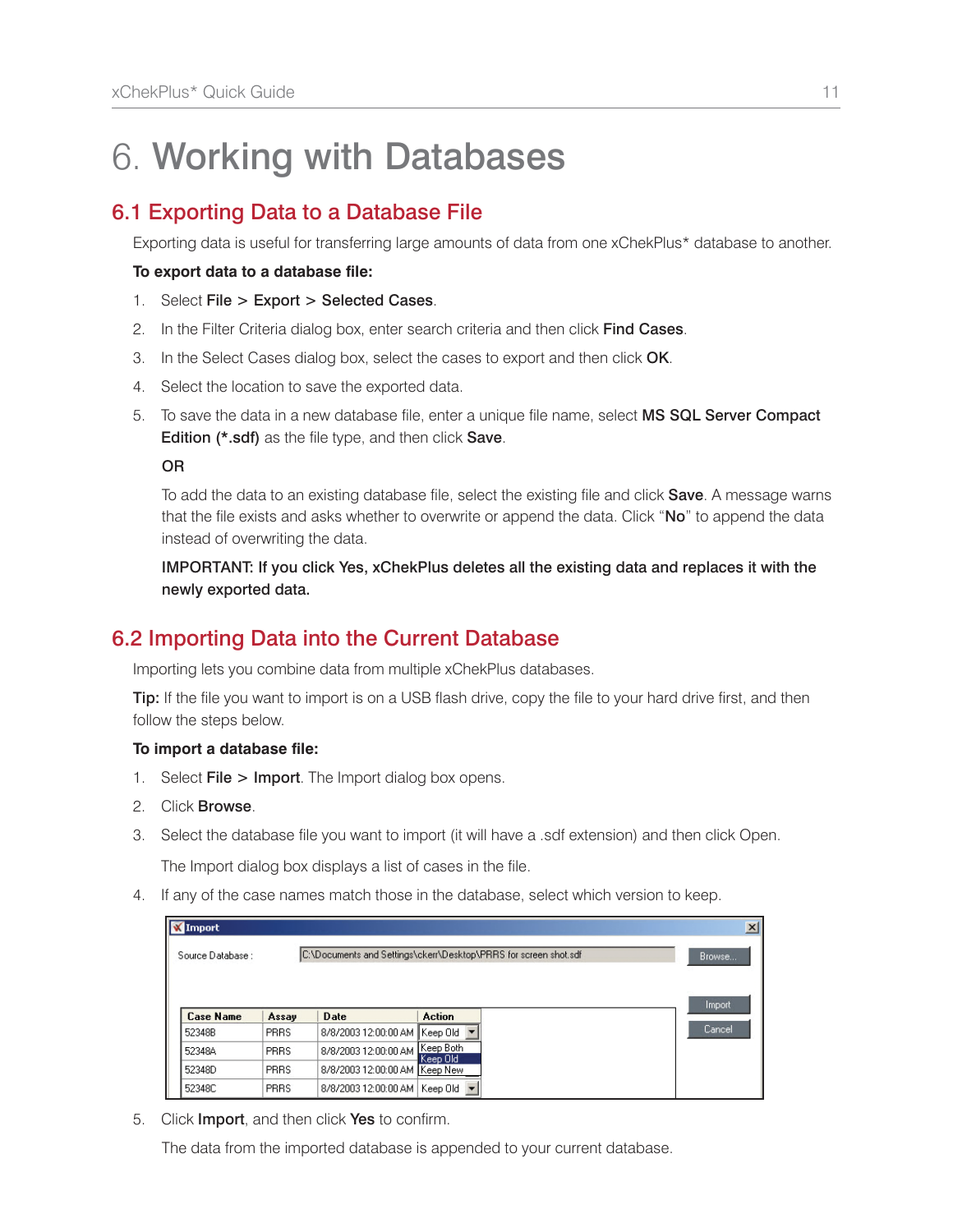# 6. Working with Databases

## 6.1 Exporting Data to a Database File

Exporting data is useful for transferring large amounts of data from one xChekPlus* database to another.

**To export data to a database file:**

1. Select **File** > **Export** > **Selected Cases**.
2. In the Filter Criteria dialog box, enter search criteria and then click **Find Cases**.
3. In the Select Cases dialog box, select the cases to export and then click **OK**.
4. Select the location to save the exported data.
5. To save the data in a new database file, enter a unique file name, select **MS SQL Server Compact Edition (*.sdf)** as the file type, and then click **Save**.

   OR

   To add the data to an existing database file, select the existing file and click **Save**. A message warns that the file exists and asks whether to overwrite or append the data. Click "**No**" to append the data instead of overwriting the data.

   **IMPORTANT: If you click Yes, xChekPlus deletes all the existing data and replaces it with the newly exported data.**

## 6.2 Importing Data into the Current Database

Importing lets you combine data from multiple xChekPlus databases.

**Tip:** If the file you want to import is on a USB flash drive, copy the file to your hard drive first, and then follow the steps below.

**To import a database file:**

1. Select **File** > **Import**. The Import dialog box opens.
2. Click **Browse**.
3. Select the database file you want to import (it will have a .sdf extension) and then click Open.

   The Import dialog box displays a list of cases in the file.

4. If any of the case names match those in the database, select which version to keep.

Import

Source Database : C:\Documents and Settings\ckerr\Desktop\PRRS for screen shot.sdf — Browse... — Import — Cancel

| Case Name | Assay | Date | Action |
| --- | --- | --- | --- |
| 52348B | PRRS | 8/8/2003 12:00:00 AM | Keep Old |
| 52348A | PRRS | 8/8/2003 12:00:00 AM | Keep Both / Keep Old |
| 52348D | PRRS | 8/8/2003 12:00:00 AM | Keep New |
| 52348C | PRRS | 8/8/2003 12:00:00 AM | Keep Old |

5. Click **Import**, and then click **Yes** to confirm.

   The data from the imported database is appended to your current database.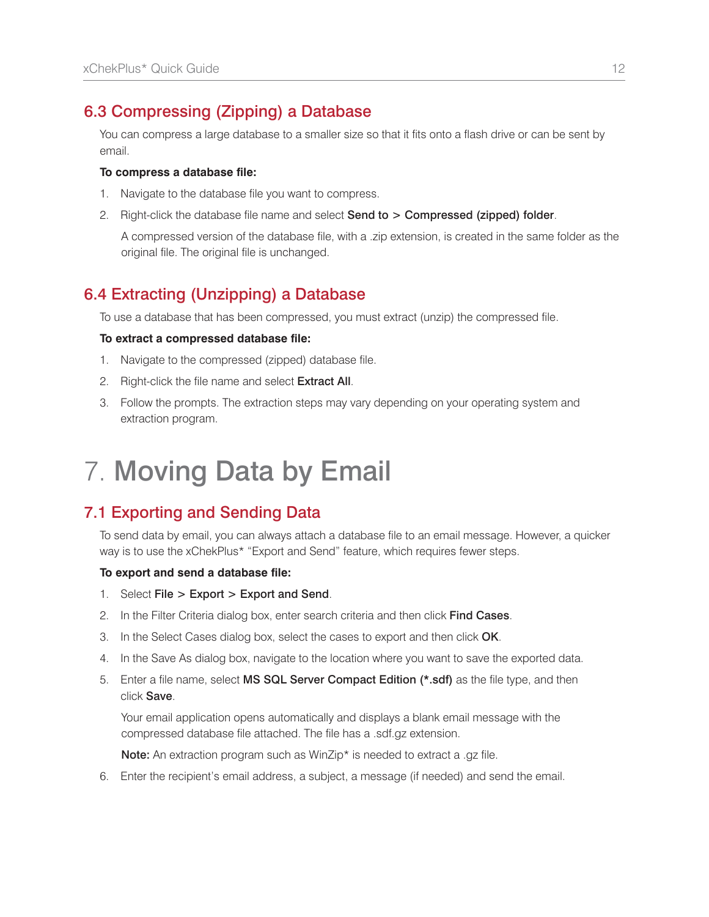## 6.3 Compressing (Zipping) a Database

You can compress a large database to a smaller size so that it fits onto a flash drive or can be sent by email.

**To compress a database file:**

1. Navigate to the database file you want to compress.
2. Right-click the database file name and select **Send to** > **Compressed (zipped) folder**.

   A compressed version of the database file, with a .zip extension, is created in the same folder as the original file. The original file is unchanged.

## 6.4 Extracting (Unzipping) a Database

To use a database that has been compressed, you must extract (unzip) the compressed file.

**To extract a compressed database file:**

1. Navigate to the compressed (zipped) database file.
2. Right-click the file name and select **Extract All**.
3. Follow the prompts. The extraction steps may vary depending on your operating system and extraction program.

# 7. Moving Data by Email

## 7.1 Exporting and Sending Data

To send data by email, you can always attach a database file to an email message. However, a quicker way is to use the xChekPlus* "Export and Send" feature, which requires fewer steps.

**To export and send a database file:**

1. Select **File** > **Export** > **Export and Send**.
2. In the Filter Criteria dialog box, enter search criteria and then click **Find Cases**.
3. In the Select Cases dialog box, select the cases to export and then click **OK**.
4. In the Save As dialog box, navigate to the location where you want to save the exported data.
5. Enter a file name, select **MS SQL Server Compact Edition (*.sdf)** as the file type, and then click **Save**.

   Your email application opens automatically and displays a blank email message with the compressed database file attached. The file has a .sdf.gz extension.

   **Note:** An extraction program such as WinZip* is needed to extract a .gz file.

6. Enter the recipient's email address, a subject, a message (if needed) and send the email.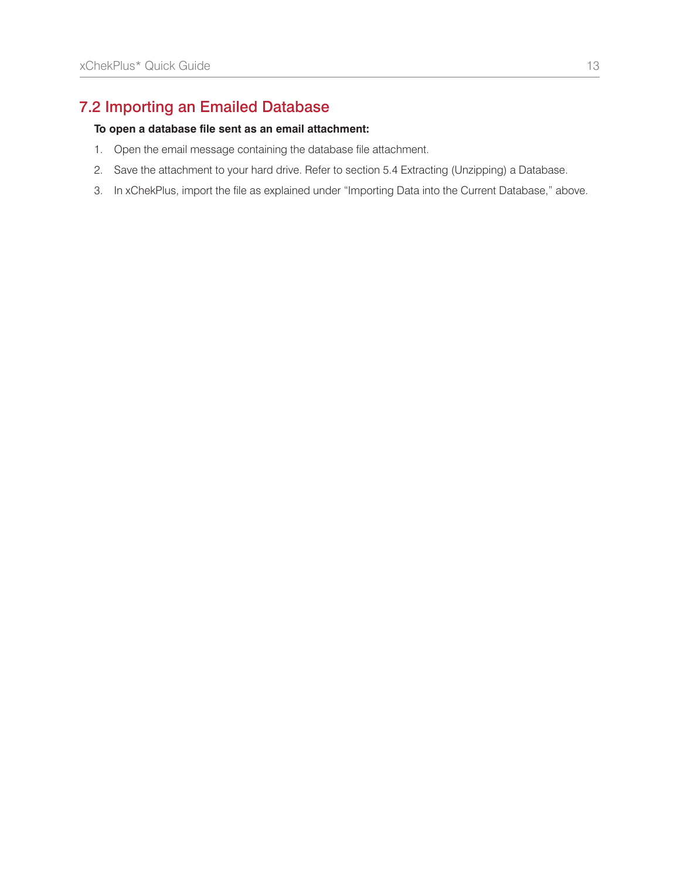## 7.2 Importing an Emailed Database

**To open a database file sent as an email attachment:**

1. Open the email message containing the database file attachment.
2. Save the attachment to your hard drive. Refer to section 5.4 Extracting (Unzipping) a Database.
3. In xChekPlus, import the file as explained under "Importing Data into the Current Database," above.